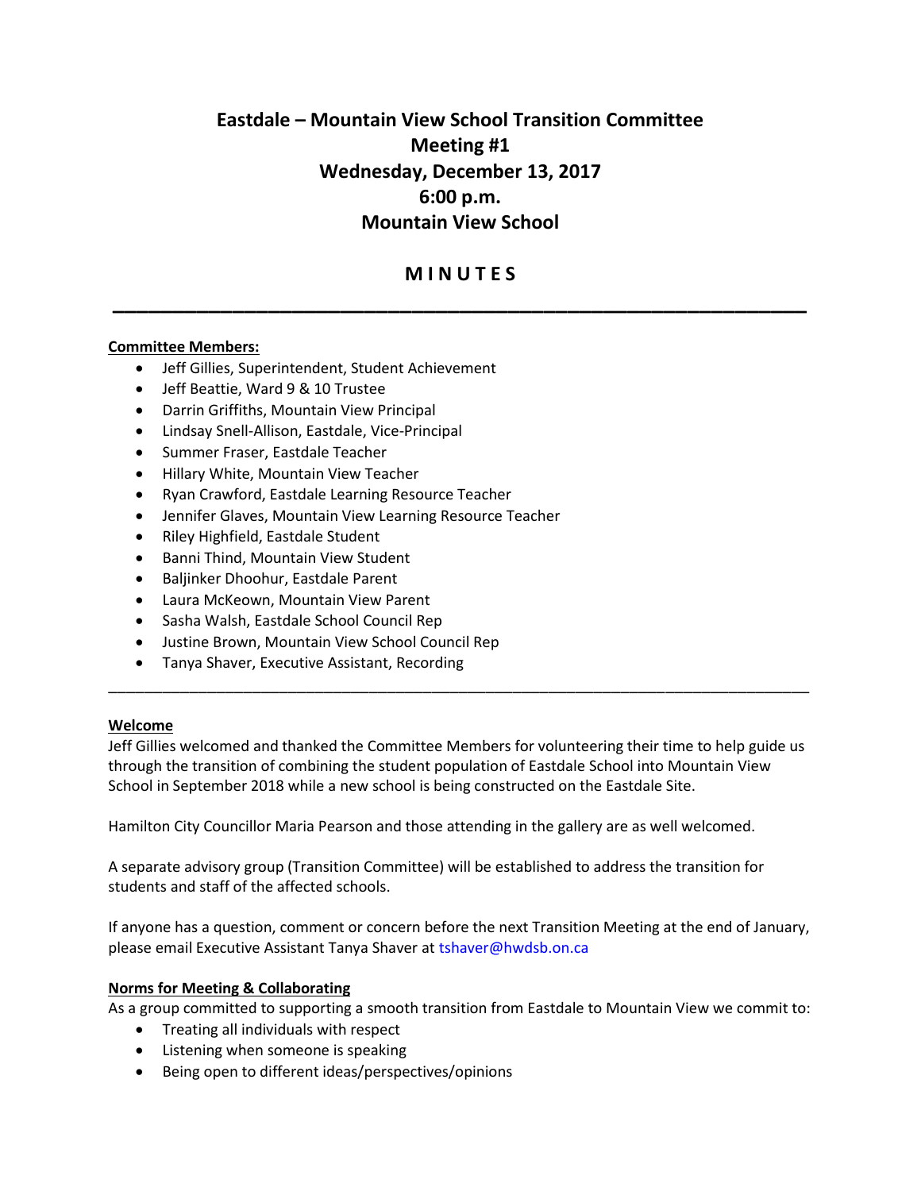# Eastdale – Mountain View School Transition Committee
# Meeting #1
# Wednesday, December 13, 2017
# 6:00 p.m.
# Mountain View School

## M I N U T E S

---

**Committee Members:**

- Jeff Gillies, Superintendent, Student Achievement
- Jeff Beattie, Ward 9 & 10 Trustee
- Darrin Griffiths, Mountain View Principal
- Lindsay Snell-Allison, Eastdale, Vice-Principal
- Summer Fraser, Eastdale Teacher
- Hillary White, Mountain View Teacher
- Ryan Crawford, Eastdale Learning Resource Teacher
- Jennifer Glaves, Mountain View Learning Resource Teacher
- Riley Highfield, Eastdale Student
- Banni Thind, Mountain View Student
- Baljinker Dhoohur, Eastdale Parent
- Laura McKeown, Mountain View Parent
- Sasha Walsh, Eastdale School Council Rep
- Justine Brown, Mountain View School Council Rep
- Tanya Shaver, Executive Assistant, Recording

---

**Welcome**

Jeff Gillies welcomed and thanked the Committee Members for volunteering their time to help guide us through the transition of combining the student population of Eastdale School into Mountain View School in September 2018 while a new school is being constructed on the Eastdale Site.

Hamilton City Councillor Maria Pearson and those attending in the gallery are as well welcomed.

A separate advisory group (Transition Committee) will be established to address the transition for students and staff of the affected schools.

If anyone has a question, comment or concern before the next Transition Meeting at the end of January, please email Executive Assistant Tanya Shaver at tshaver@hwdsb.on.ca

**Norms for Meeting & Collaborating**

As a group committed to supporting a smooth transition from Eastdale to Mountain View we commit to:

- Treating all individuals with respect
- Listening when someone is speaking
- Being open to different ideas/perspectives/opinions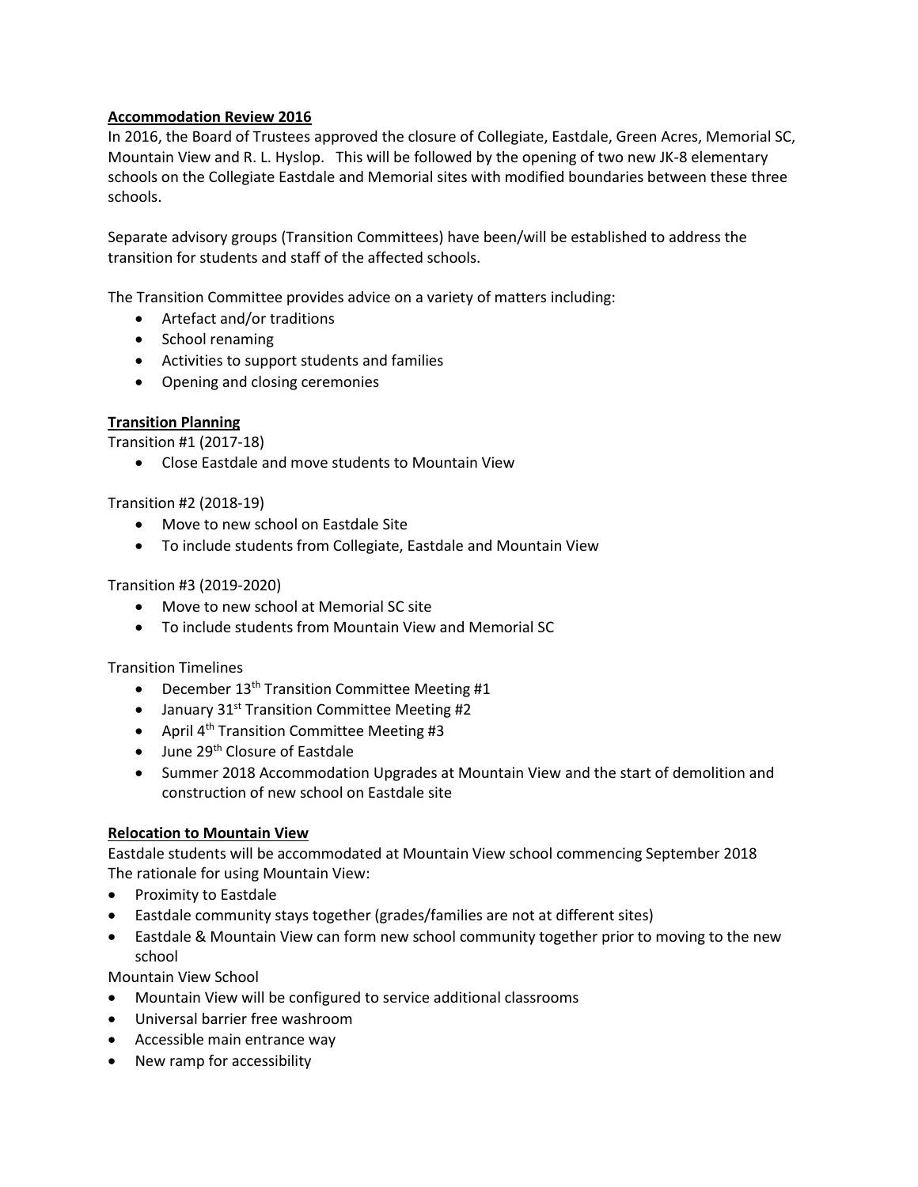**Accommodation Review 2016**

In 2016, the Board of Trustees approved the closure of Collegiate, Eastdale, Green Acres, Memorial SC, Mountain View and R. L. Hyslop. This will be followed by the opening of two new JK-8 elementary schools on the Collegiate Eastdale and Memorial sites with modified boundaries between these three schools.

Separate advisory groups (Transition Committees) have been/will be established to address the transition for students and staff of the affected schools.

The Transition Committee provides advice on a variety of matters including:

- Artefact and/or traditions
- School renaming
- Activities to support students and families
- Opening and closing ceremonies

**Transition Planning**

Transition #1 (2017-18)

- Close Eastdale and move students to Mountain View

Transition #2 (2018-19)

- Move to new school on Eastdale Site
- To include students from Collegiate, Eastdale and Mountain View

Transition #3 (2019-2020)

- Move to new school at Memorial SC site
- To include students from Mountain View and Memorial SC

Transition Timelines

- December 13th Transition Committee Meeting #1
- January 31st Transition Committee Meeting #2
- April 4th Transition Committee Meeting #3
- June 29th Closure of Eastdale
- Summer 2018 Accommodation Upgrades at Mountain View and the start of demolition and construction of new school on Eastdale site

**Relocation to Mountain View**

Eastdale students will be accommodated at Mountain View school commencing September 2018
The rationale for using Mountain View:

- Proximity to Eastdale
- Eastdale community stays together (grades/families are not at different sites)
- Eastdale & Mountain View can form new school community together prior to moving to the new school

Mountain View School

- Mountain View will be configured to service additional classrooms
- Universal barrier free washroom
- Accessible main entrance way
- New ramp for accessibility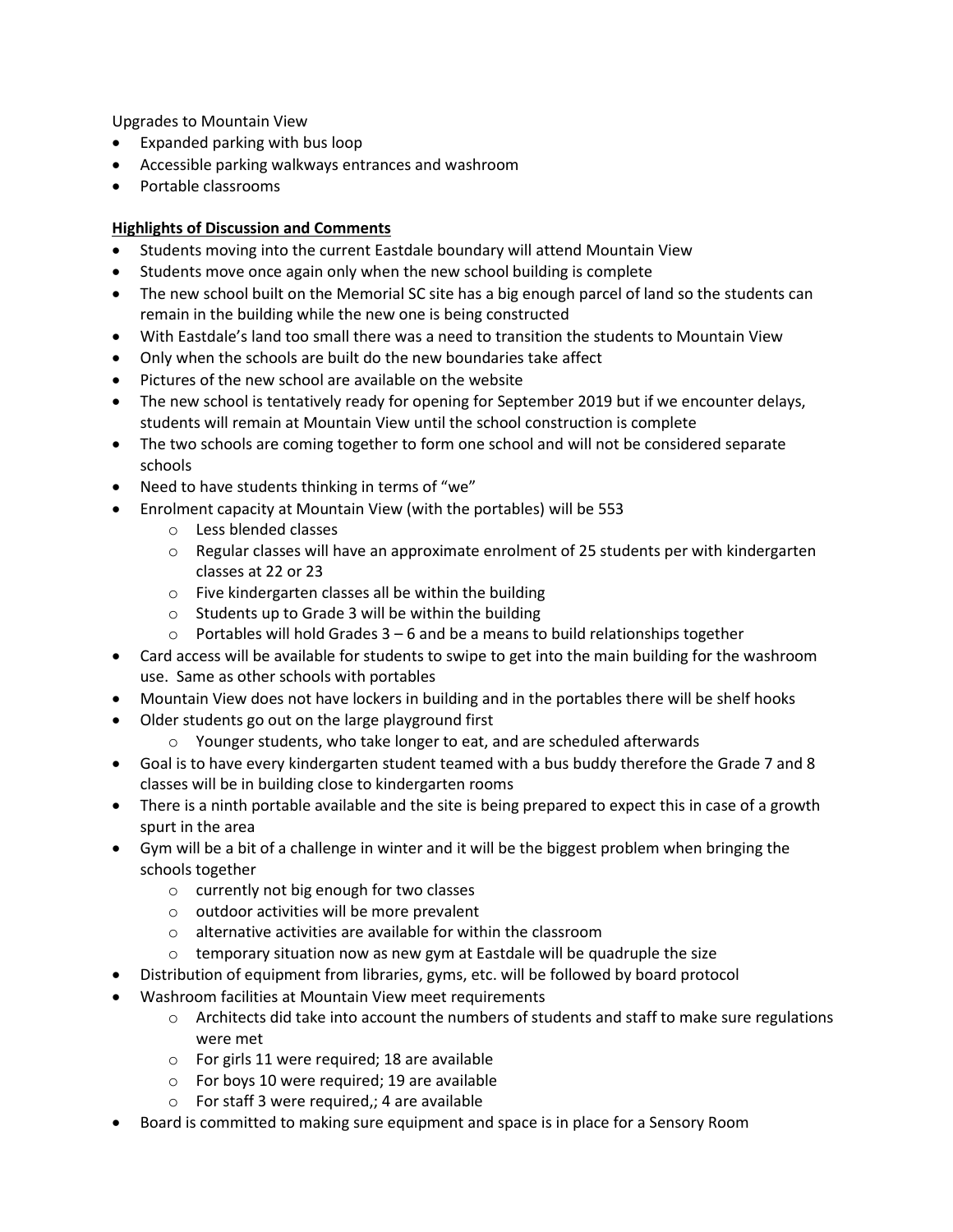Upgrades to Mountain View

- Expanded parking with bus loop
- Accessible parking walkways entrances and washroom
- Portable classrooms

**<u>Highlights of Discussion and Comments</u>**

- Students moving into the current Eastdale boundary will attend Mountain View
- Students move once again only when the new school building is complete
- The new school built on the Memorial SC site has a big enough parcel of land so the students can remain in the building while the new one is being constructed
- With Eastdale's land too small there was a need to transition the students to Mountain View
- Only when the schools are built do the new boundaries take affect
- Pictures of the new school are available on the website
- The new school is tentatively ready for opening for September 2019 but if we encounter delays, students will remain at Mountain View until the school construction is complete
- The two schools are coming together to form one school and will not be considered separate schools
- Need to have students thinking in terms of "we"
- Enrolment capacity at Mountain View (with the portables) will be 553
    - Less blended classes
    - Regular classes will have an approximate enrolment of 25 students per with kindergarten classes at 22 or 23
    - Five kindergarten classes all be within the building
    - Students up to Grade 3 will be within the building
    - Portables will hold Grades 3 – 6 and be a means to build relationships together
- Card access will be available for students to swipe to get into the main building for the washroom use. Same as other schools with portables
- Mountain View does not have lockers in building and in the portables there will be shelf hooks
- Older students go out on the large playground first
    - Younger students, who take longer to eat, and are scheduled afterwards
- Goal is to have every kindergarten student teamed with a bus buddy therefore the Grade 7 and 8 classes will be in building close to kindergarten rooms
- There is a ninth portable available and the site is being prepared to expect this in case of a growth spurt in the area
- Gym will be a bit of a challenge in winter and it will be the biggest problem when bringing the schools together
    - currently not big enough for two classes
    - outdoor activities will be more prevalent
    - alternative activities are available for within the classroom
    - temporary situation now as new gym at Eastdale will be quadruple the size
- Distribution of equipment from libraries, gyms, etc. will be followed by board protocol
- Washroom facilities at Mountain View meet requirements
    - Architects did take into account the numbers of students and staff to make sure regulations were met
    - For girls 11 were required; 18 are available
    - For boys 10 were required; 19 are available
    - For staff 3 were required,; 4 are available
- Board is committed to making sure equipment and space is in place for a Sensory Room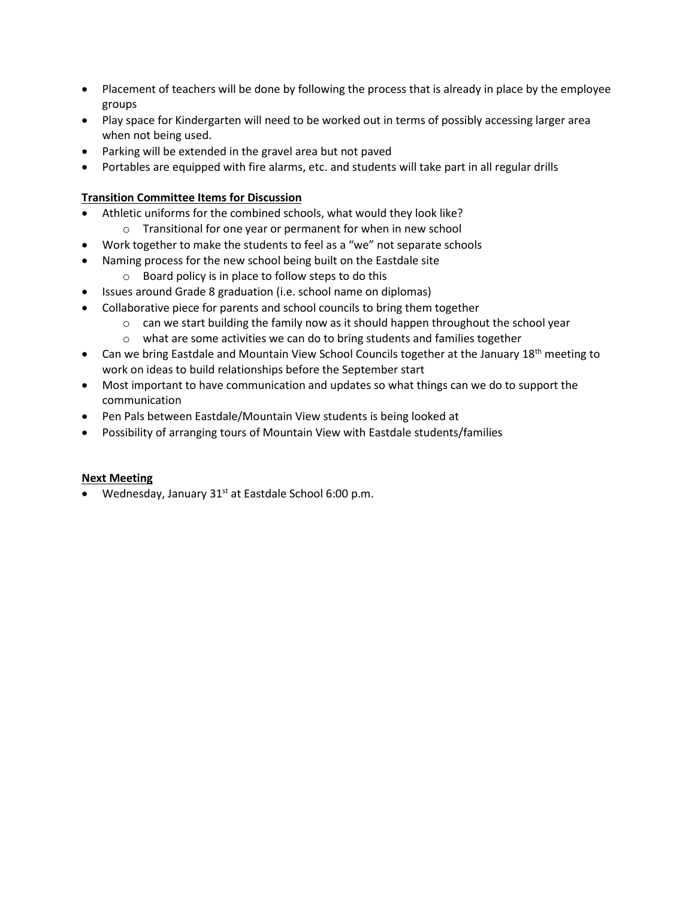- Placement of teachers will be done by following the process that is already in place by the employee groups
- Play space for Kindergarten will need to be worked out in terms of possibly accessing larger area when not being used.
- Parking will be extended in the gravel area but not paved
- Portables are equipped with fire alarms, etc. and students will take part in all regular drills

**Transition Committee Items for Discussion**

- Athletic uniforms for the combined schools, what would they look like?
    - Transitional for one year or permanent for when in new school
- Work together to make the students to feel as a "we" not separate schools
- Naming process for the new school being built on the Eastdale site
    - Board policy is in place to follow steps to do this
- Issues around Grade 8 graduation (i.e. school name on diplomas)
- Collaborative piece for parents and school councils to bring them together
    - can we start building the family now as it should happen throughout the school year
    - what are some activities we can do to bring students and families together
- Can we bring Eastdale and Mountain View School Councils together at the January 18th meeting to work on ideas to build relationships before the September start
- Most important to have communication and updates so what things can we do to support the communication
- Pen Pals between Eastdale/Mountain View students is being looked at
- Possibility of arranging tours of Mountain View with Eastdale students/families

**Next Meeting**

- Wednesday, January 31st at Eastdale School 6:00 p.m.